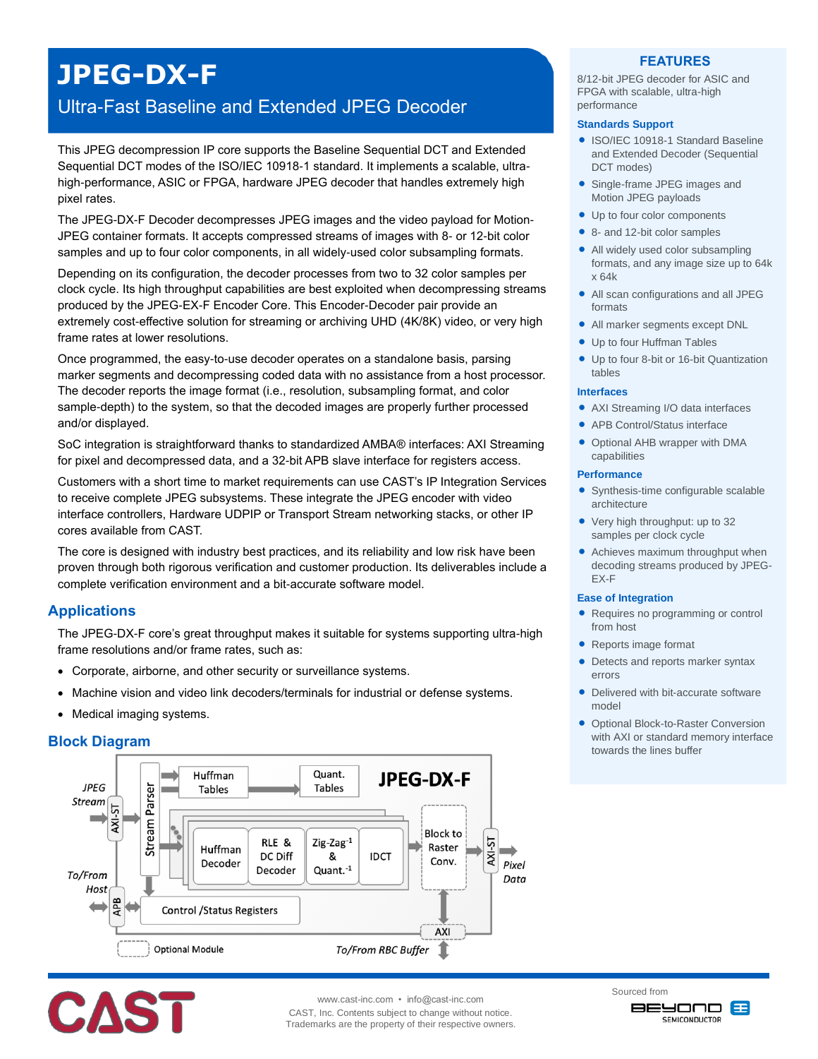# JPEG-DX-F

## Ultra-Fast Baseline and Extended JPEG Decoder

This JPEG decompression IP core supports the Baseline Sequential DCT and Extended Sequential DCT modes of the ISO/IEC 10918-1 standard. It implements a scalable, ultra-high-performance, ASIC or FPGA, hardware JPEG decoder that handles extremely high pixel rates.

The JPEG-DX-F Decoder decompresses JPEG images and the video payload for Motion-JPEG container formats. It accepts compressed streams of images with 8- or 12-bit color samples and up to four color components, in all widely-used color subsampling formats.

Depending on its configuration, the decoder processes from two to 32 color samples per clock cycle. Its high throughput capabilities are best exploited when decompressing streams produced by the JPEG-EX-F Encoder Core. This Encoder-Decoder pair provide an extremely cost-effective solution for streaming or archiving UHD (4K/8K) video, or very high frame rates at lower resolutions.

Once programmed, the easy-to-use decoder operates on a standalone basis, parsing marker segments and decompressing coded data with no assistance from a host processor. The decoder reports the image format (i.e., resolution, subsampling format, and color sample-depth) to the system, so that the decoded images are properly further processed and/or displayed.

SoC integration is straightforward thanks to standardized AMBA® interfaces: AXI Streaming for pixel and decompressed data, and a 32-bit APB slave interface for registers access.

Customers with a short time to market requirements can use CAST's IP Integration Services to receive complete JPEG subsystems. These integrate the JPEG encoder with video interface controllers, Hardware UDPIP or Transport Stream networking stacks, or other IP cores available from CAST.

The core is designed with industry best practices, and its reliability and low risk have been proven through both rigorous verification and customer production. Its deliverables include a complete verification environment and a bit-accurate software model.

## Applications

The JPEG-DX-F core's great throughput makes it suitable for systems supporting ultra-high frame resolutions and/or frame rates, such as:

- Corporate, airborne, and other security or surveillance systems.
- Machine vision and video link decoders/terminals for industrial or defense systems.
- Medical imaging systems.

## Block Diagram

## FEATURES

8/12-bit JPEG decoder for ASIC and FPGA with scalable, ultra-high performance

### Standards Support

- ISO/IEC 10918-1 Standard Baseline and Extended Decoder (Sequential DCT modes)
- Single-frame JPEG images and Motion JPEG payloads
- Up to four color components
- 8- and 12-bit color samples
- All widely used color subsampling formats, and any image size up to 64k x 64k
- All scan configurations and all JPEG formats
- All marker segments except DNL
- Up to four Huffman Tables
- Up to four 8-bit or 16-bit Quantization tables

### Interfaces

- AXI Streaming I/O data interfaces
- APB Control/Status interface
- Optional AHB wrapper with DMA capabilities

### Performance

- Synthesis-time configurable scalable architecture
- Very high throughput: up to 32 samples per clock cycle
- Achieves maximum throughput when decoding streams produced by JPEG-EX-F

### Ease of Integration

- Requires no programming or control from host
- Reports image format
- Detects and reports marker syntax errors
- Delivered with bit-accurate software model
- Optional Block-to-Raster Conversion with AXI or standard memory interface towards the lines buffer

www.cast-inc.com • info@cast-inc.com
CAST, Inc. Contents subject to change without notice.
Trademarks are the property of their respective owners.

Sourced from BEYOND SEMICONDUCTOR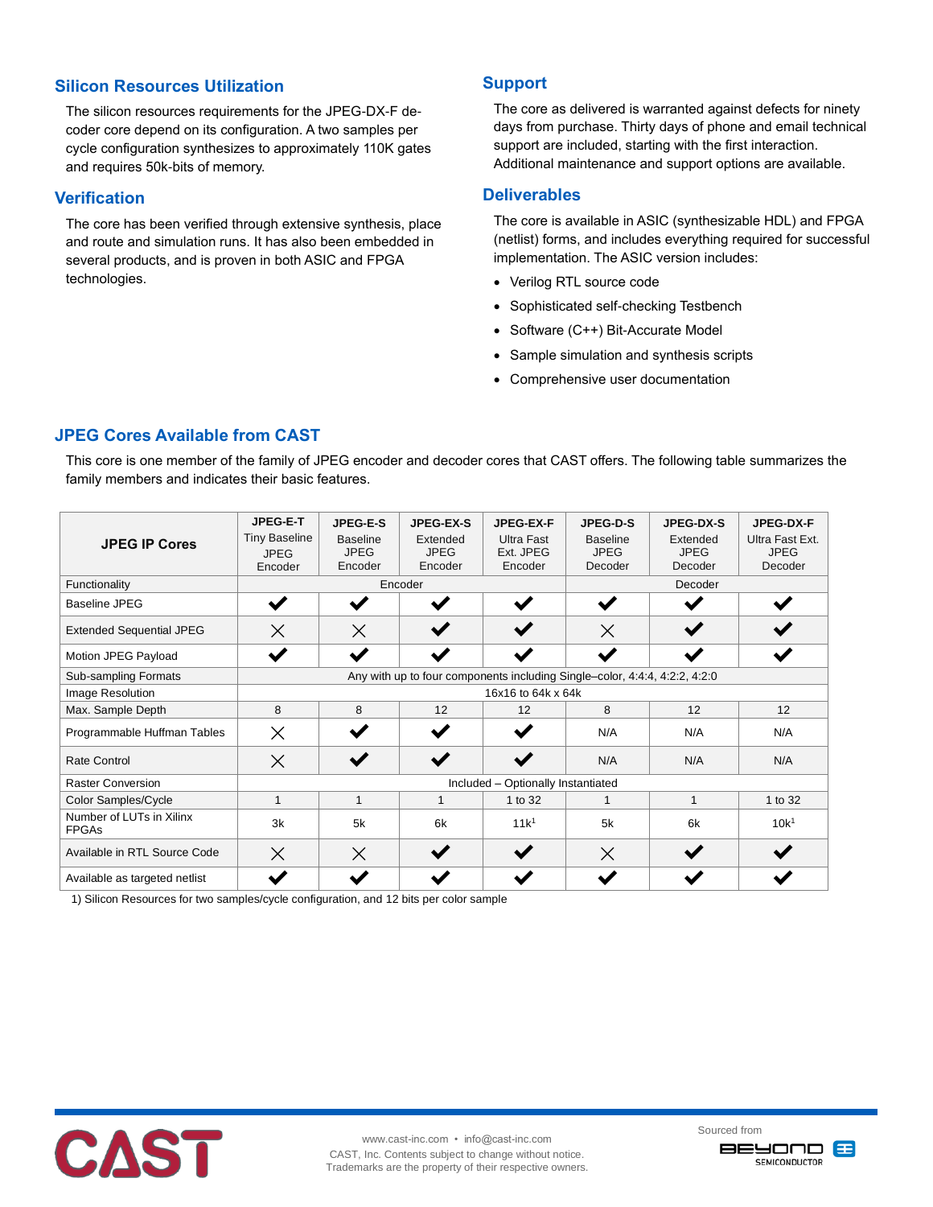## Silicon Resources Utilization

The silicon resources requirements for the JPEG-DX-F decoder core depend on its configuration. A two samples per cycle configuration synthesizes to approximately 110K gates and requires 50k-bits of memory.

## Verification

The core has been verified through extensive synthesis, place and route and simulation runs. It has also been embedded in several products, and is proven in both ASIC and FPGA technologies.

## Support

The core as delivered is warranted against defects for ninety days from purchase. Thirty days of phone and email technical support are included, starting with the first interaction. Additional maintenance and support options are available.

## Deliverables

The core is available in ASIC (synthesizable HDL) and FPGA (netlist) forms, and includes everything required for successful implementation. The ASIC version includes:

- Verilog RTL source code
- Sophisticated self-checking Testbench
- Software (C++) Bit-Accurate Model
- Sample simulation and synthesis scripts
- Comprehensive user documentation

## JPEG Cores Available from CAST

This core is one member of the family of JPEG encoder and decoder cores that CAST offers. The following table summarizes the family members and indicates their basic features.

| JPEG IP Cores | **JPEG-E-T** Tiny Baseline JPEG Encoder | **JPEG-E-S** Baseline JPEG Encoder | **JPEG-EX-S** Extended JPEG Encoder | **JPEG-EX-F** Ultra Fast Ext. JPEG Encoder | **JPEG-D-S** Baseline JPEG Decoder | **JPEG-DX-S** Extended JPEG Decoder | **JPEG-DX-F** Ultra Fast Ext. JPEG Decoder |
|---|---|---|---|---|---|---|---|
| Functionality | Encoder | | | | Decoder | | |
| Baseline JPEG | ✔ | ✔ | ✔ | ✔ | ✔ | ✔ | ✔ |
| Extended Sequential JPEG | ✕ | ✕ | ✔ | ✔ | ✕ | ✔ | ✔ |
| Motion JPEG Payload | ✔ | ✔ | ✔ | ✔ | ✔ | ✔ | ✔ |
| Sub-sampling Formats | Any with up to four components including Single–color, 4:4:4, 4:2:2, 4:2:0 | | | | | | |
| Image Resolution | 16x16 to 64k x 64k | | | | | | |
| Max. Sample Depth | 8 | 8 | 12 | 12 | 8 | 12 | 12 |
| Programmable Huffman Tables | ✕ | ✔ | ✔ | ✔ | N/A | N/A | N/A |
| Rate Control | ✕ | ✔ | ✔ | ✔ | N/A | N/A | N/A |
| Raster Conversion | Included – Optionally Instantiated | | | | | | |
| Color Samples/Cycle | 1 | 1 | 1 | 1 to 32 | 1 | 1 | 1 to 32 |
| Number of LUTs in Xilinx FPGAs | 3k | 5k | 6k | 11k[1] | 5k | 6k | 10k[1] |
| Available in RTL Source Code | ✕ | ✕ | ✔ | ✔ | ✕ | ✔ | ✔ |
| Available as targeted netlist | ✔ | ✔ | ✔ | ✔ | ✔ | ✔ | ✔ |

1) Silicon Resources for two samples/cycle configuration, and 12 bits per color sample

CAST

www.cast-inc.com • info@cast-inc.com
CAST, Inc. Contents subject to change without notice.
Trademarks are the property of their respective owners.

Sourced from BEYOND SEMICONDUCTOR